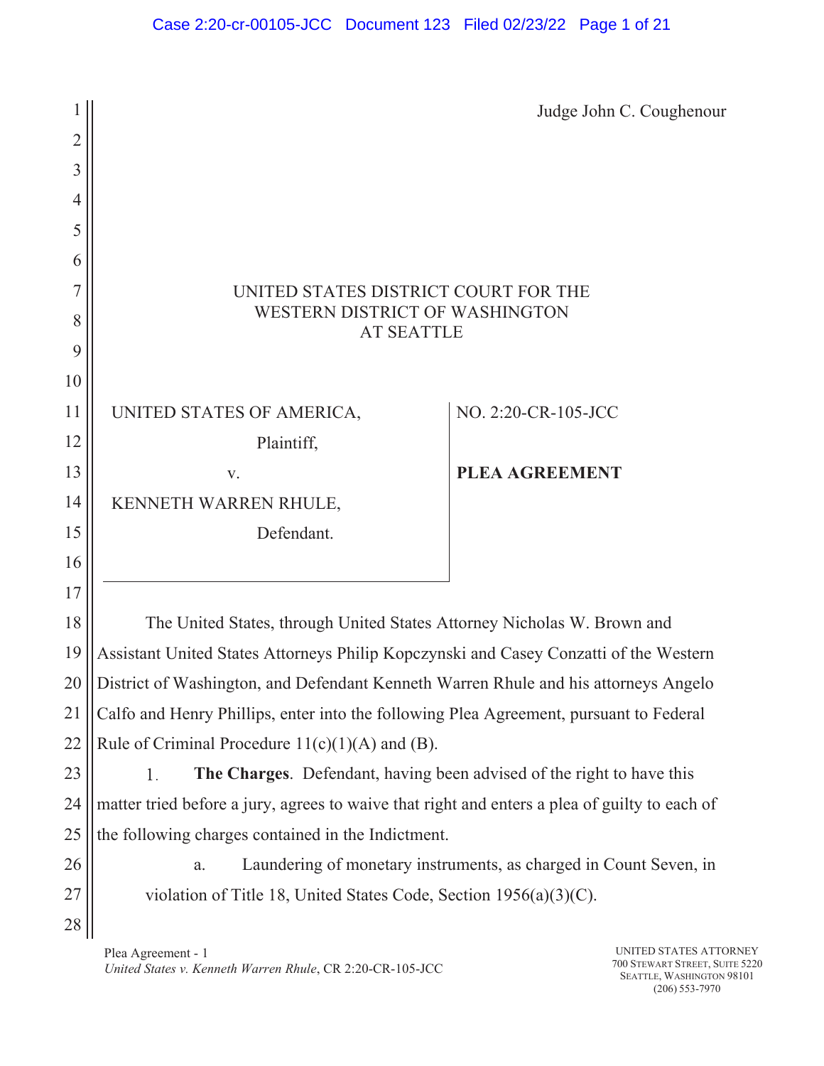Judge John C. Coughenour

UNITED STATES DISTRICT COURT FOR THE
WESTERN DISTRICT OF WASHINGTON
AT SEATTLE

UNITED STATES OF AMERICA,

Plaintiff,

v.

KENNETH WARREN RHULE,

Defendant.

NO. 2:20-CR-105-JCC

**PLEA AGREEMENT**

The United States, through United States Attorney Nicholas W. Brown and Assistant United States Attorneys Philip Kopczynski and Casey Conzatti of the Western District of Washington, and Defendant Kenneth Warren Rhule and his attorneys Angelo Calfo and Henry Phillips, enter into the following Plea Agreement, pursuant to Federal Rule of Criminal Procedure 11(c)(1)(A) and (B).

1. **The Charges**. Defendant, having been advised of the right to have this matter tried before a jury, agrees to waive that right and enters a plea of guilty to each of the following charges contained in the Indictment.

   a. Laundering of monetary instruments, as charged in Count Seven, in violation of Title 18, United States Code, Section 1956(a)(3)(C).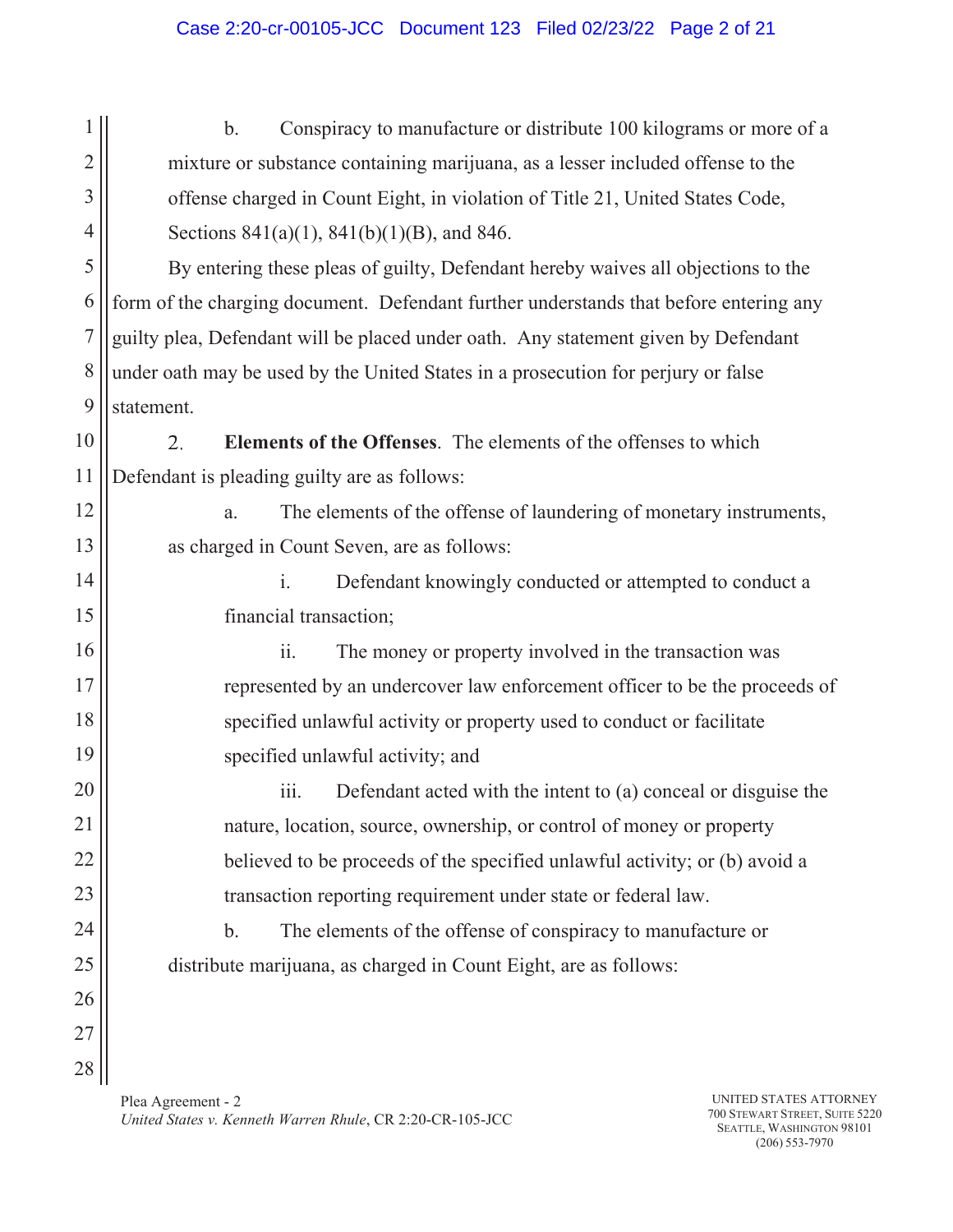b. Conspiracy to manufacture or distribute 100 kilograms or more of a mixture or substance containing marijuana, as a lesser included offense to the offense charged in Count Eight, in violation of Title 21, United States Code, Sections 841(a)(1), 841(b)(1)(B), and 846.

By entering these pleas of guilty, Defendant hereby waives all objections to the form of the charging document. Defendant further understands that before entering any guilty plea, Defendant will be placed under oath. Any statement given by Defendant under oath may be used by the United States in a prosecution for perjury or false statement.

2. **Elements of the Offenses**. The elements of the offenses to which Defendant is pleading guilty are as follows:

a. The elements of the offense of laundering of monetary instruments, as charged in Count Seven, are as follows:

i. Defendant knowingly conducted or attempted to conduct a financial transaction;

ii. The money or property involved in the transaction was represented by an undercover law enforcement officer to be the proceeds of specified unlawful activity or property used to conduct or facilitate specified unlawful activity; and

iii. Defendant acted with the intent to (a) conceal or disguise the nature, location, source, ownership, or control of money or property believed to be proceeds of the specified unlawful activity; or (b) avoid a transaction reporting requirement under state or federal law.

b. The elements of the offense of conspiracy to manufacture or distribute marijuana, as charged in Count Eight, are as follows: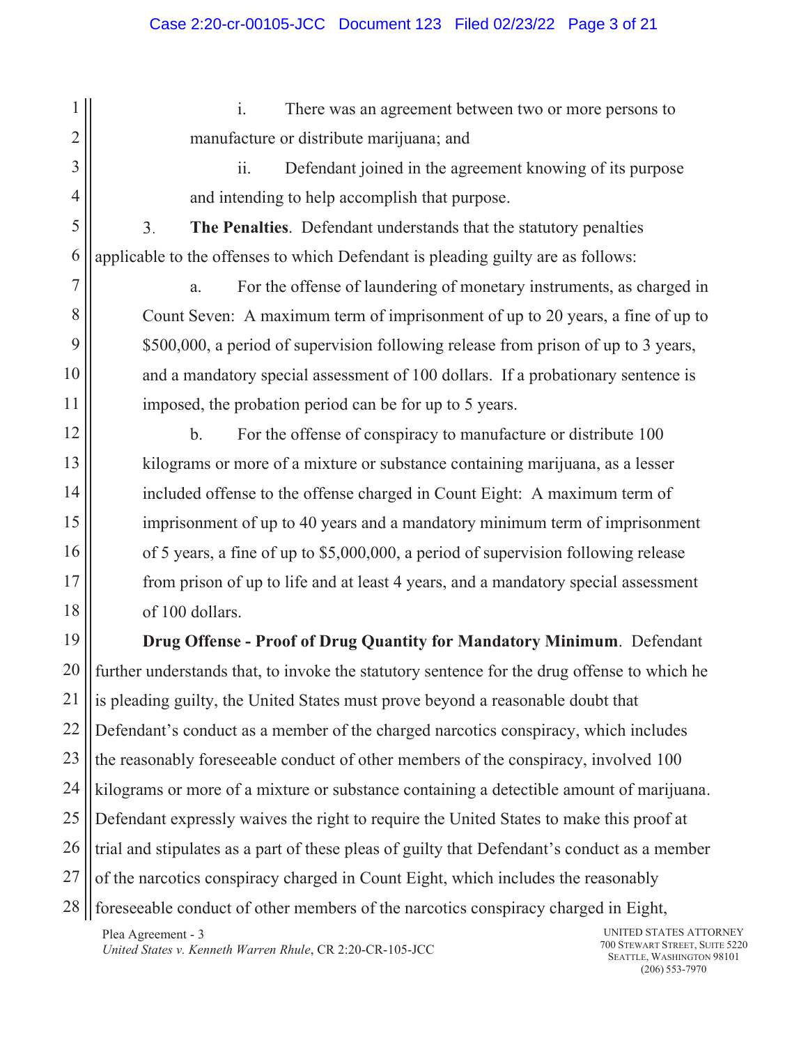i. There was an agreement between two or more persons to manufacture or distribute marijuana; and

ii. Defendant joined in the agreement knowing of its purpose and intending to help accomplish that purpose.

3. **The Penalties**. Defendant understands that the statutory penalties applicable to the offenses to which Defendant is pleading guilty are as follows:

a. For the offense of laundering of monetary instruments, as charged in Count Seven: A maximum term of imprisonment of up to 20 years, a fine of up to $500,000, a period of supervision following release from prison of up to 3 years, and a mandatory special assessment of 100 dollars. If a probationary sentence is imposed, the probation period can be for up to 5 years.

b. For the offense of conspiracy to manufacture or distribute 100 kilograms or more of a mixture or substance containing marijuana, as a lesser included offense to the offense charged in Count Eight: A maximum term of imprisonment of up to 40 years and a mandatory minimum term of imprisonment of 5 years, a fine of up to $5,000,000, a period of supervision following release from prison of up to life and at least 4 years, and a mandatory special assessment of 100 dollars.

**Drug Offense - Proof of Drug Quantity for Mandatory Minimum**. Defendant further understands that, to invoke the statutory sentence for the drug offense to which he is pleading guilty, the United States must prove beyond a reasonable doubt that Defendant's conduct as a member of the charged narcotics conspiracy, which includes the reasonably foreseeable conduct of other members of the conspiracy, involved 100 kilograms or more of a mixture or substance containing a detectible amount of marijuana. Defendant expressly waives the right to require the United States to make this proof at trial and stipulates as a part of these pleas of guilty that Defendant's conduct as a member of the narcotics conspiracy charged in Count Eight, which includes the reasonably foreseeable conduct of other members of the narcotics conspiracy charged in Eight,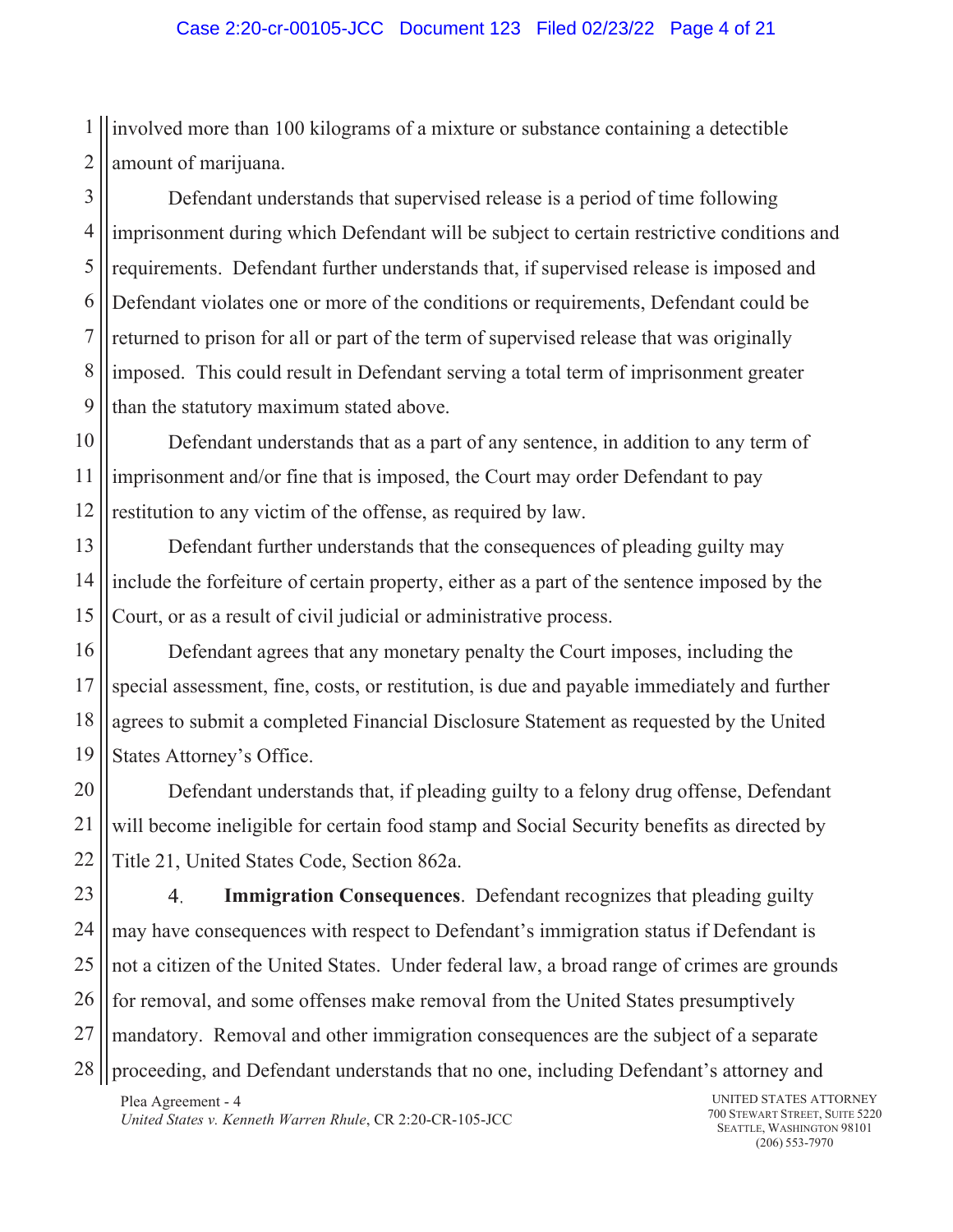involved more than 100 kilograms of a mixture or substance containing a detectible amount of marijuana.

Defendant understands that supervised release is a period of time following imprisonment during which Defendant will be subject to certain restrictive conditions and requirements. Defendant further understands that, if supervised release is imposed and Defendant violates one or more of the conditions or requirements, Defendant could be returned to prison for all or part of the term of supervised release that was originally imposed. This could result in Defendant serving a total term of imprisonment greater than the statutory maximum stated above.

Defendant understands that as a part of any sentence, in addition to any term of imprisonment and/or fine that is imposed, the Court may order Defendant to pay restitution to any victim of the offense, as required by law.

Defendant further understands that the consequences of pleading guilty may include the forfeiture of certain property, either as a part of the sentence imposed by the Court, or as a result of civil judicial or administrative process.

Defendant agrees that any monetary penalty the Court imposes, including the special assessment, fine, costs, or restitution, is due and payable immediately and further agrees to submit a completed Financial Disclosure Statement as requested by the United States Attorney's Office.

Defendant understands that, if pleading guilty to a felony drug offense, Defendant will become ineligible for certain food stamp and Social Security benefits as directed by Title 21, United States Code, Section 862a.

4. **Immigration Consequences**. Defendant recognizes that pleading guilty may have consequences with respect to Defendant's immigration status if Defendant is not a citizen of the United States. Under federal law, a broad range of crimes are grounds for removal, and some offenses make removal from the United States presumptively mandatory. Removal and other immigration consequences are the subject of a separate proceeding, and Defendant understands that no one, including Defendant's attorney and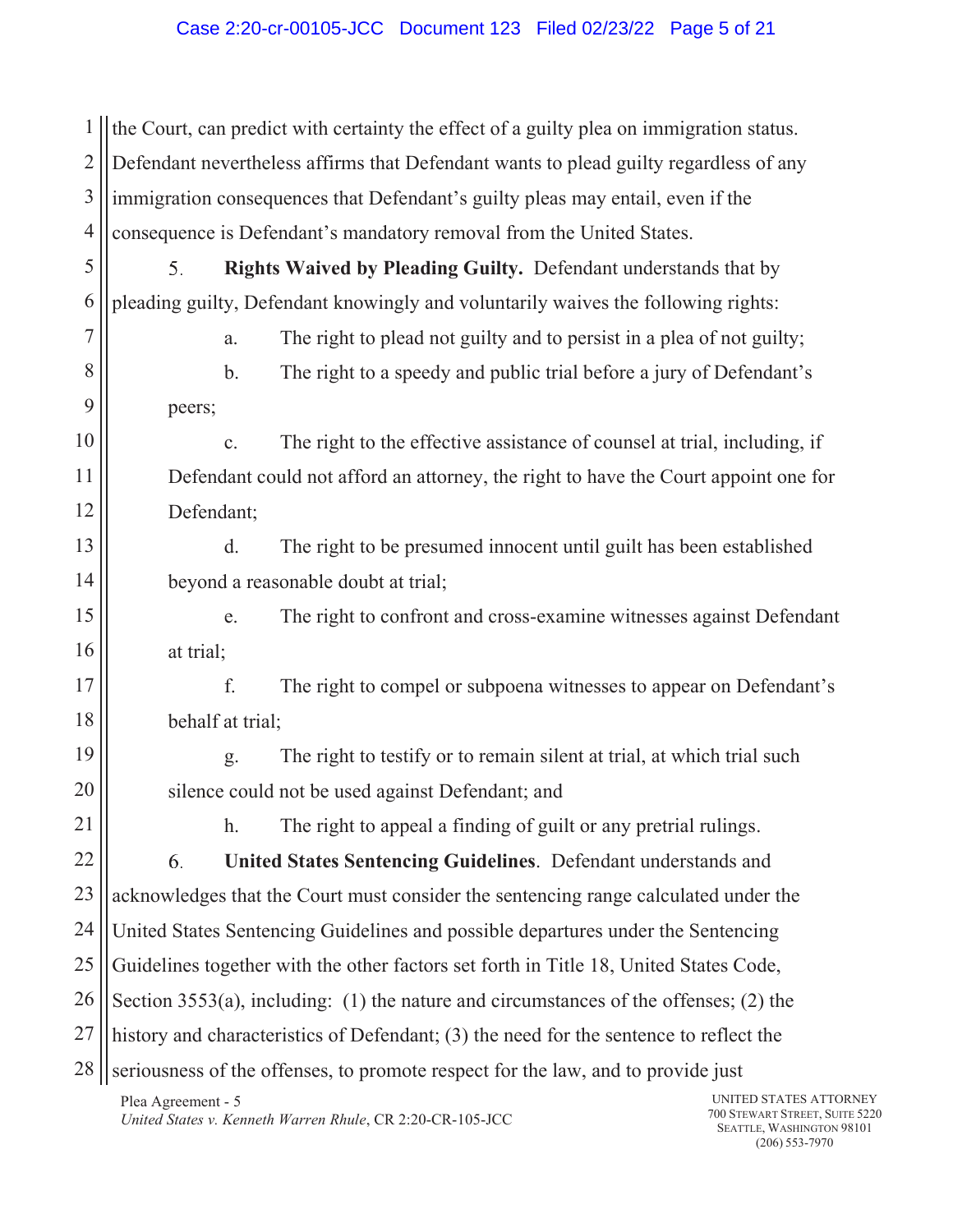the Court, can predict with certainty the effect of a guilty plea on immigration status. Defendant nevertheless affirms that Defendant wants to plead guilty regardless of any immigration consequences that Defendant's guilty pleas may entail, even if the consequence is Defendant's mandatory removal from the United States.

5. **Rights Waived by Pleading Guilty.** Defendant understands that by pleading guilty, Defendant knowingly and voluntarily waives the following rights:

a. The right to plead not guilty and to persist in a plea of not guilty;

b. The right to a speedy and public trial before a jury of Defendant's peers;

c. The right to the effective assistance of counsel at trial, including, if Defendant could not afford an attorney, the right to have the Court appoint one for Defendant;

d. The right to be presumed innocent until guilt has been established beyond a reasonable doubt at trial;

e. The right to confront and cross-examine witnesses against Defendant at trial;

f. The right to compel or subpoena witnesses to appear on Defendant's behalf at trial;

g. The right to testify or to remain silent at trial, at which trial such silence could not be used against Defendant; and

h. The right to appeal a finding of guilt or any pretrial rulings.

6. **United States Sentencing Guidelines**. Defendant understands and acknowledges that the Court must consider the sentencing range calculated under the United States Sentencing Guidelines and possible departures under the Sentencing Guidelines together with the other factors set forth in Title 18, United States Code, Section 3553(a), including: (1) the nature and circumstances of the offenses; (2) the history and characteristics of Defendant; (3) the need for the sentence to reflect the seriousness of the offenses, to promote respect for the law, and to provide just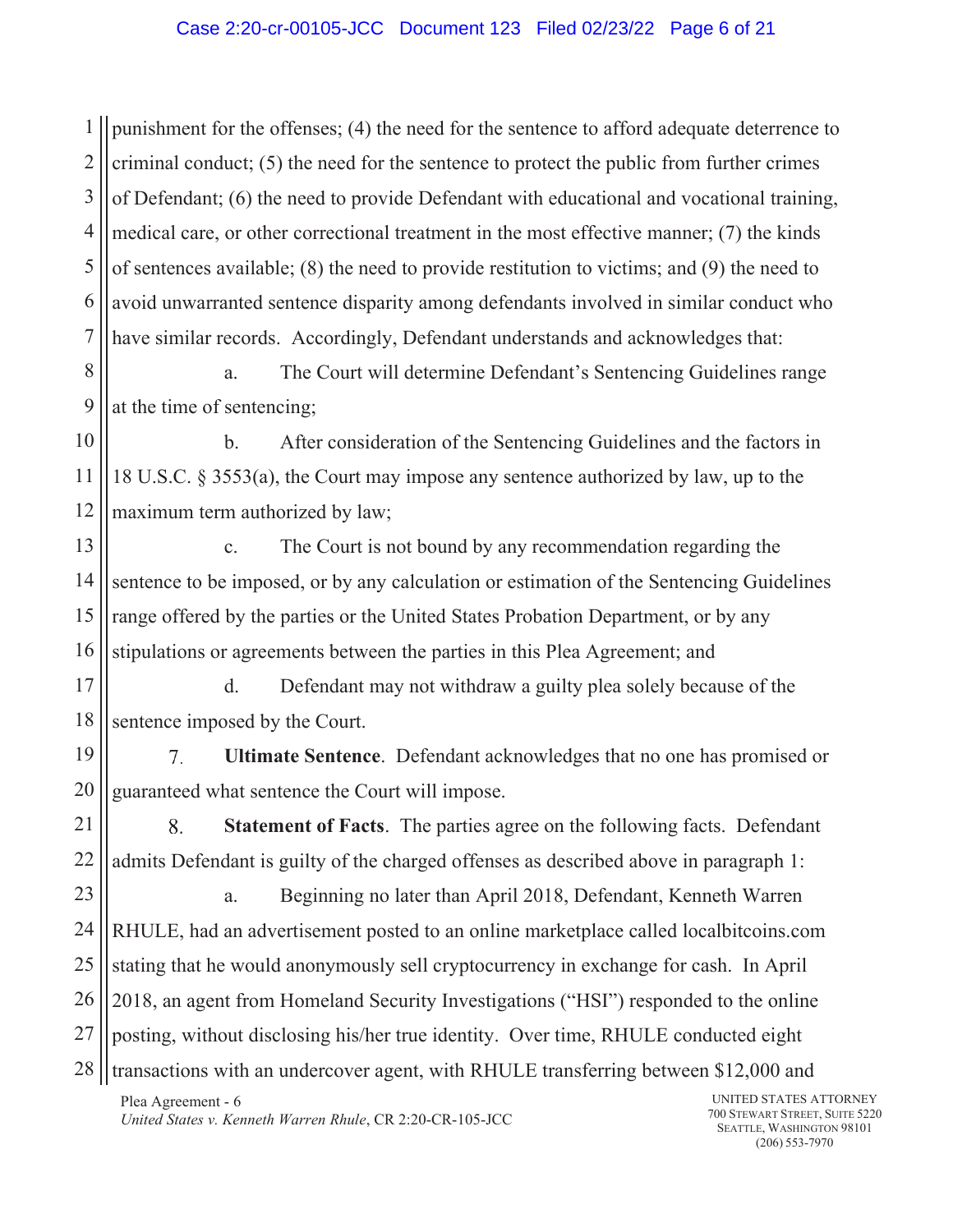punishment for the offenses; (4) the need for the sentence to afford adequate deterrence to criminal conduct; (5) the need for the sentence to protect the public from further crimes of Defendant; (6) the need to provide Defendant with educational and vocational training, medical care, or other correctional treatment in the most effective manner; (7) the kinds of sentences available; (8) the need to provide restitution to victims; and (9) the need to avoid unwarranted sentence disparity among defendants involved in similar conduct who have similar records. Accordingly, Defendant understands and acknowledges that:

a. The Court will determine Defendant's Sentencing Guidelines range at the time of sentencing;

b. After consideration of the Sentencing Guidelines and the factors in 18 U.S.C. § 3553(a), the Court may impose any sentence authorized by law, up to the maximum term authorized by law;

c. The Court is not bound by any recommendation regarding the sentence to be imposed, or by any calculation or estimation of the Sentencing Guidelines range offered by the parties or the United States Probation Department, or by any stipulations or agreements between the parties in this Plea Agreement; and

d. Defendant may not withdraw a guilty plea solely because of the sentence imposed by the Court.

7. **Ultimate Sentence**. Defendant acknowledges that no one has promised or guaranteed what sentence the Court will impose.

8. **Statement of Facts**. The parties agree on the following facts. Defendant admits Defendant is guilty of the charged offenses as described above in paragraph 1:

a. Beginning no later than April 2018, Defendant, Kenneth Warren RHULE, had an advertisement posted to an online marketplace called localbitcoins.com stating that he would anonymously sell cryptocurrency in exchange for cash. In April 2018, an agent from Homeland Security Investigations ("HSI") responded to the online posting, without disclosing his/her true identity. Over time, RHULE conducted eight transactions with an undercover agent, with RHULE transferring between $12,000 and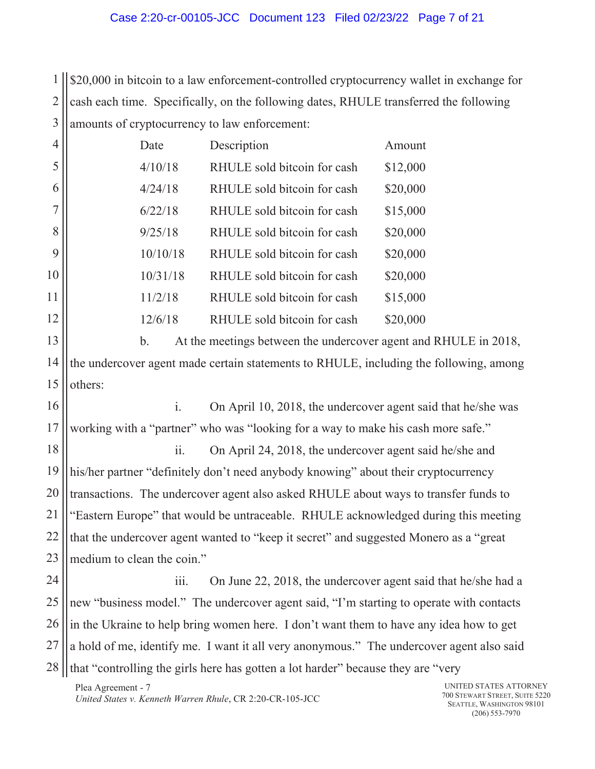$20,000 in bitcoin to a law enforcement-controlled cryptocurrency wallet in exchange for cash each time. Specifically, on the following dates, RHULE transferred the following amounts of cryptocurrency to law enforcement:

| Date | Description | Amount |
|---|---|---|
| 4/10/18 | RHULE sold bitcoin for cash | $12,000 |
| 4/24/18 | RHULE sold bitcoin for cash | $20,000 |
| 6/22/18 | RHULE sold bitcoin for cash | $15,000 |
| 9/25/18 | RHULE sold bitcoin for cash | $20,000 |
| 10/10/18 | RHULE sold bitcoin for cash | $20,000 |
| 10/31/18 | RHULE sold bitcoin for cash | $20,000 |
| 11/2/18 | RHULE sold bitcoin for cash | $15,000 |
| 12/6/18 | RHULE sold bitcoin for cash | $20,000 |

b. At the meetings between the undercover agent and RHULE in 2018, the undercover agent made certain statements to RHULE, including the following, among others:

i. On April 10, 2018, the undercover agent said that he/she was working with a "partner" who was "looking for a way to make his cash more safe."

ii. On April 24, 2018, the undercover agent said he/she and his/her partner "definitely don't need anybody knowing" about their cryptocurrency transactions. The undercover agent also asked RHULE about ways to transfer funds to "Eastern Europe" that would be untraceable. RHULE acknowledged during this meeting that the undercover agent wanted to "keep it secret" and suggested Monero as a "great medium to clean the coin."

iii. On June 22, 2018, the undercover agent said that he/she had a new "business model." The undercover agent said, "I'm starting to operate with contacts in the Ukraine to help bring women here. I don't want them to have any idea how to get a hold of me, identify me. I want it all very anonymous." The undercover agent also said that "controlling the girls here has gotten a lot harder" because they are "very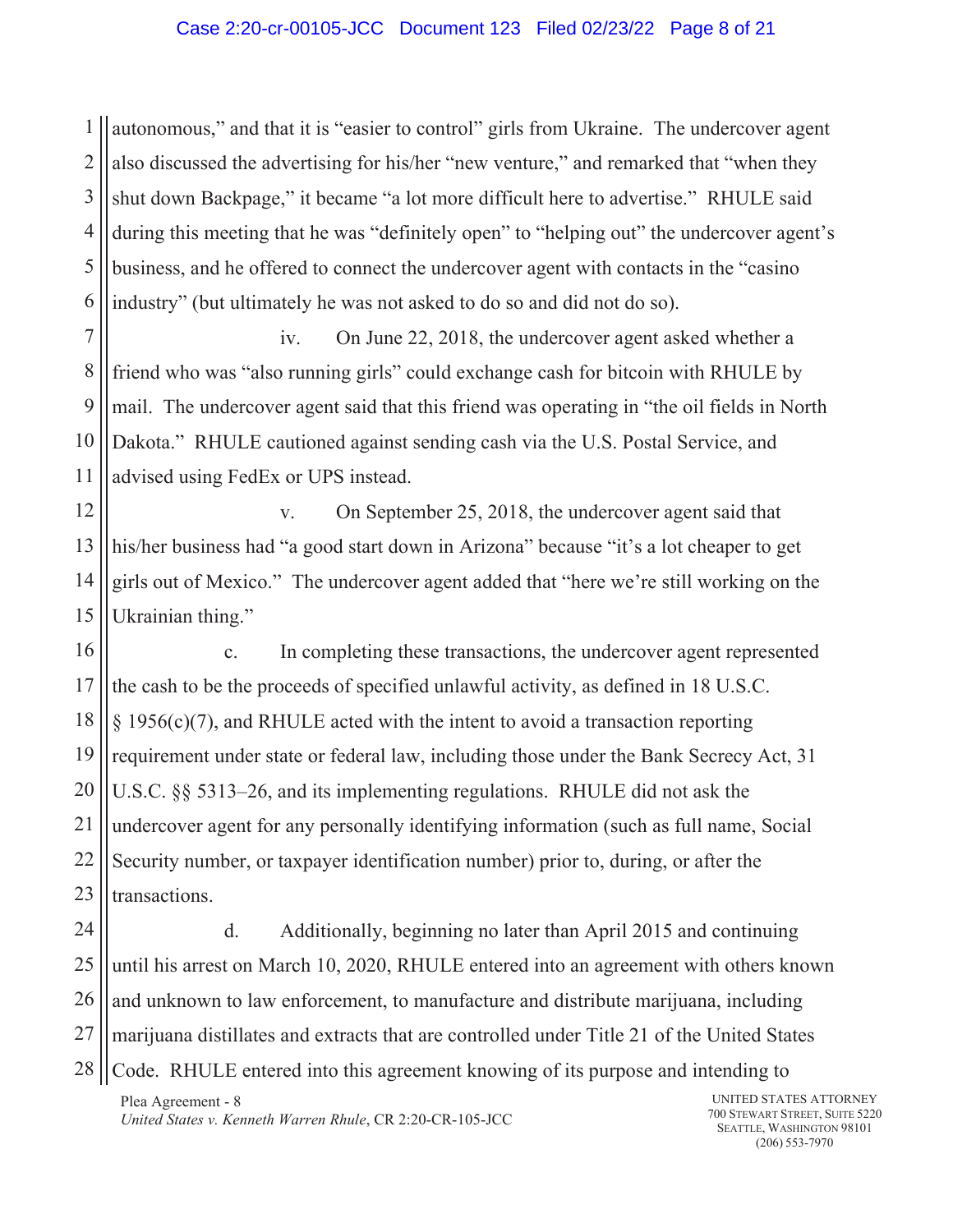autonomous," and that it is "easier to control" girls from Ukraine. The undercover agent also discussed the advertising for his/her "new venture," and remarked that "when they shut down Backpage," it became "a lot more difficult here to advertise." RHULE said during this meeting that he was "definitely open" to "helping out" the undercover agent's business, and he offered to connect the undercover agent with contacts in the "casino industry" (but ultimately he was not asked to do so and did not do so).

iv. On June 22, 2018, the undercover agent asked whether a friend who was "also running girls" could exchange cash for bitcoin with RHULE by mail. The undercover agent said that this friend was operating in "the oil fields in North Dakota." RHULE cautioned against sending cash via the U.S. Postal Service, and advised using FedEx or UPS instead.

v. On September 25, 2018, the undercover agent said that his/her business had "a good start down in Arizona" because "it's a lot cheaper to get girls out of Mexico." The undercover agent added that "here we're still working on the Ukrainian thing."

c. In completing these transactions, the undercover agent represented the cash to be the proceeds of specified unlawful activity, as defined in 18 U.S.C. § 1956(c)(7), and RHULE acted with the intent to avoid a transaction reporting requirement under state or federal law, including those under the Bank Secrecy Act, 31 U.S.C. §§ 5313–26, and its implementing regulations. RHULE did not ask the undercover agent for any personally identifying information (such as full name, Social Security number, or taxpayer identification number) prior to, during, or after the transactions.

d. Additionally, beginning no later than April 2015 and continuing until his arrest on March 10, 2020, RHULE entered into an agreement with others known and unknown to law enforcement, to manufacture and distribute marijuana, including marijuana distillates and extracts that are controlled under Title 21 of the United States Code. RHULE entered into this agreement knowing of its purpose and intending to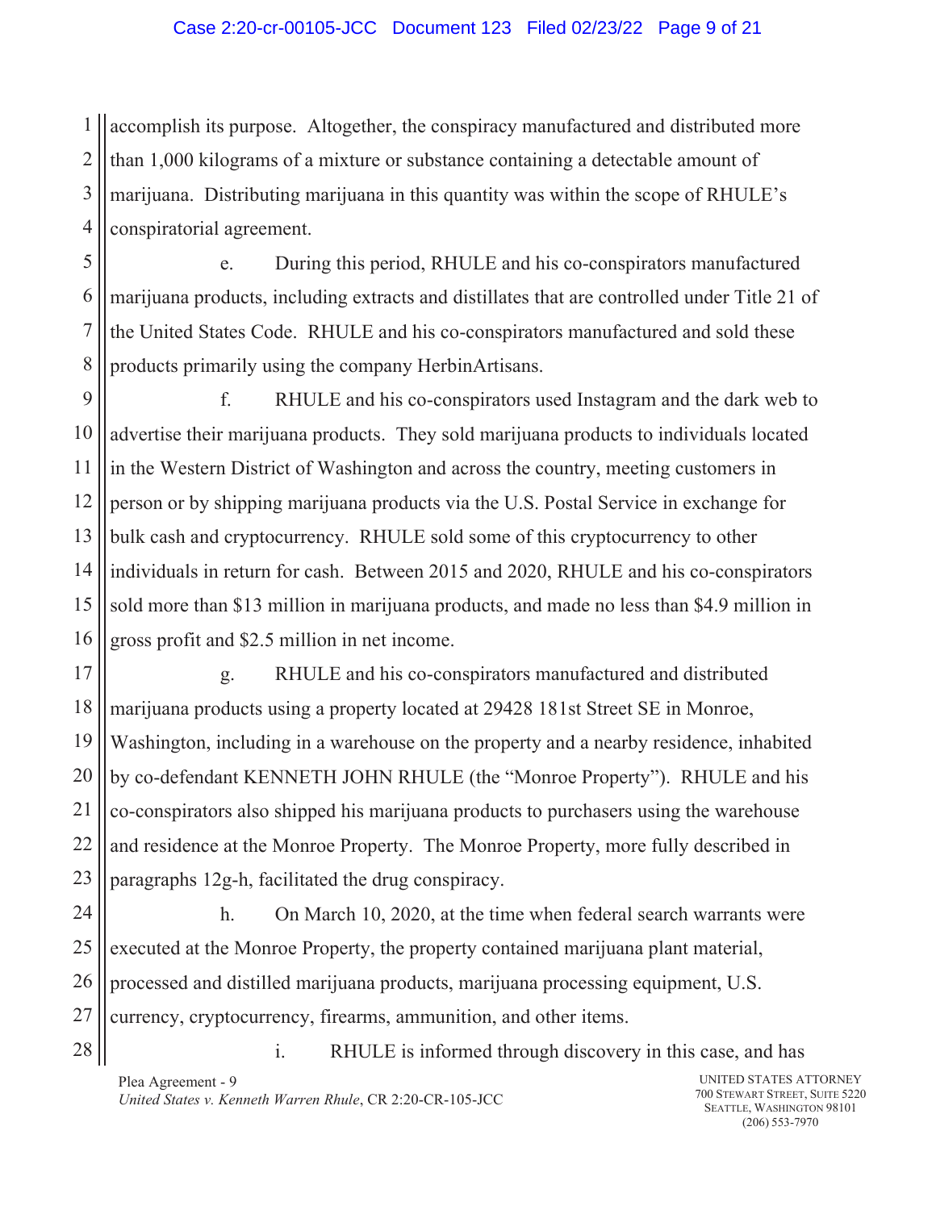accomplish its purpose. Altogether, the conspiracy manufactured and distributed more than 1,000 kilograms of a mixture or substance containing a detectable amount of marijuana. Distributing marijuana in this quantity was within the scope of RHULE's conspiratorial agreement.

e. During this period, RHULE and his co-conspirators manufactured marijuana products, including extracts and distillates that are controlled under Title 21 of the United States Code. RHULE and his co-conspirators manufactured and sold these products primarily using the company HerbinArtisans.

f. RHULE and his co-conspirators used Instagram and the dark web to advertise their marijuana products. They sold marijuana products to individuals located in the Western District of Washington and across the country, meeting customers in person or by shipping marijuana products via the U.S. Postal Service in exchange for bulk cash and cryptocurrency. RHULE sold some of this cryptocurrency to other individuals in return for cash. Between 2015 and 2020, RHULE and his co-conspirators sold more than $13 million in marijuana products, and made no less than $4.9 million in gross profit and $2.5 million in net income.

g. RHULE and his co-conspirators manufactured and distributed marijuana products using a property located at 29428 181st Street SE in Monroe, Washington, including in a warehouse on the property and a nearby residence, inhabited by co-defendant KENNETH JOHN RHULE (the "Monroe Property"). RHULE and his co-conspirators also shipped his marijuana products to purchasers using the warehouse and residence at the Monroe Property. The Monroe Property, more fully described in paragraphs 12g-h, facilitated the drug conspiracy.

h. On March 10, 2020, at the time when federal search warrants were executed at the Monroe Property, the property contained marijuana plant material, processed and distilled marijuana products, marijuana processing equipment, U.S. currency, cryptocurrency, firearms, ammunition, and other items.

i. RHULE is informed through discovery in this case, and has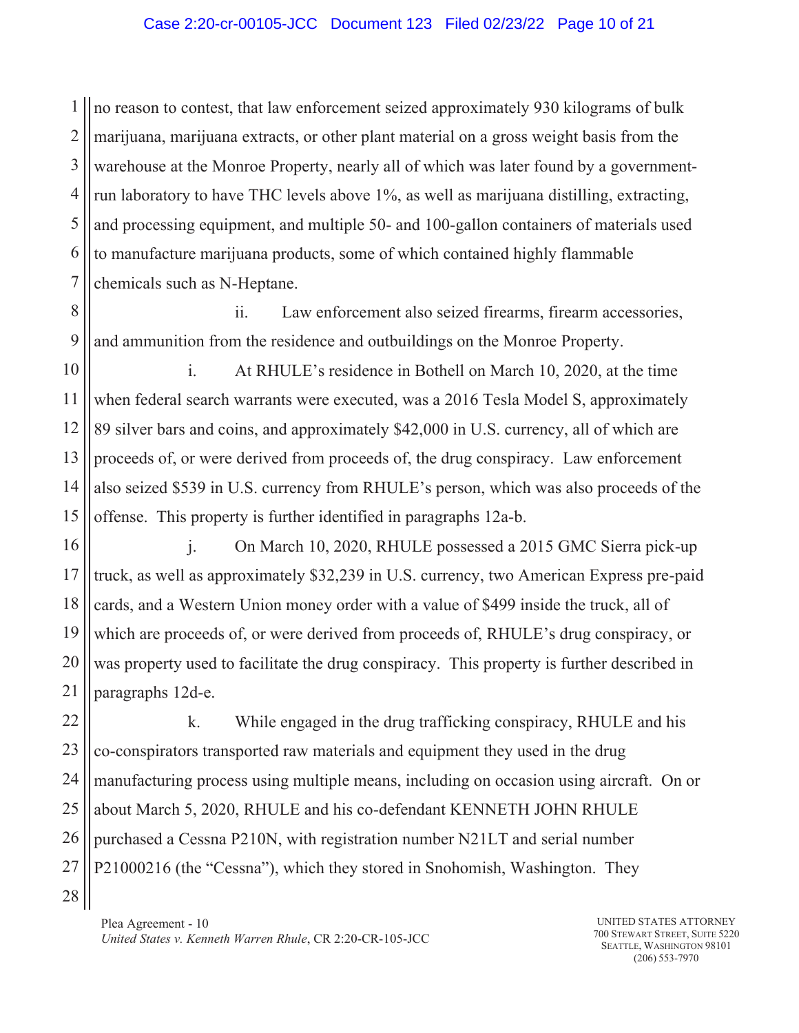no reason to contest, that law enforcement seized approximately 930 kilograms of bulk marijuana, marijuana extracts, or other plant material on a gross weight basis from the warehouse at the Monroe Property, nearly all of which was later found by a government-run laboratory to have THC levels above 1%, as well as marijuana distilling, extracting, and processing equipment, and multiple 50- and 100-gallon containers of materials used to manufacture marijuana products, some of which contained highly flammable chemicals such as N-Heptane.

ii. Law enforcement also seized firearms, firearm accessories, and ammunition from the residence and outbuildings on the Monroe Property.

i. At RHULE's residence in Bothell on March 10, 2020, at the time when federal search warrants were executed, was a 2016 Tesla Model S, approximately 89 silver bars and coins, and approximately $42,000 in U.S. currency, all of which are proceeds of, or were derived from proceeds of, the drug conspiracy. Law enforcement also seized $539 in U.S. currency from RHULE's person, which was also proceeds of the offense. This property is further identified in paragraphs 12a-b.

j. On March 10, 2020, RHULE possessed a 2015 GMC Sierra pick-up truck, as well as approximately $32,239 in U.S. currency, two American Express pre-paid cards, and a Western Union money order with a value of $499 inside the truck, all of which are proceeds of, or were derived from proceeds of, RHULE's drug conspiracy, or was property used to facilitate the drug conspiracy. This property is further described in paragraphs 12d-e.

k. While engaged in the drug trafficking conspiracy, RHULE and his co-conspirators transported raw materials and equipment they used in the drug manufacturing process using multiple means, including on occasion using aircraft. On or about March 5, 2020, RHULE and his co-defendant KENNETH JOHN RHULE purchased a Cessna P210N, with registration number N21LT and serial number P21000216 (the "Cessna"), which they stored in Snohomish, Washington. They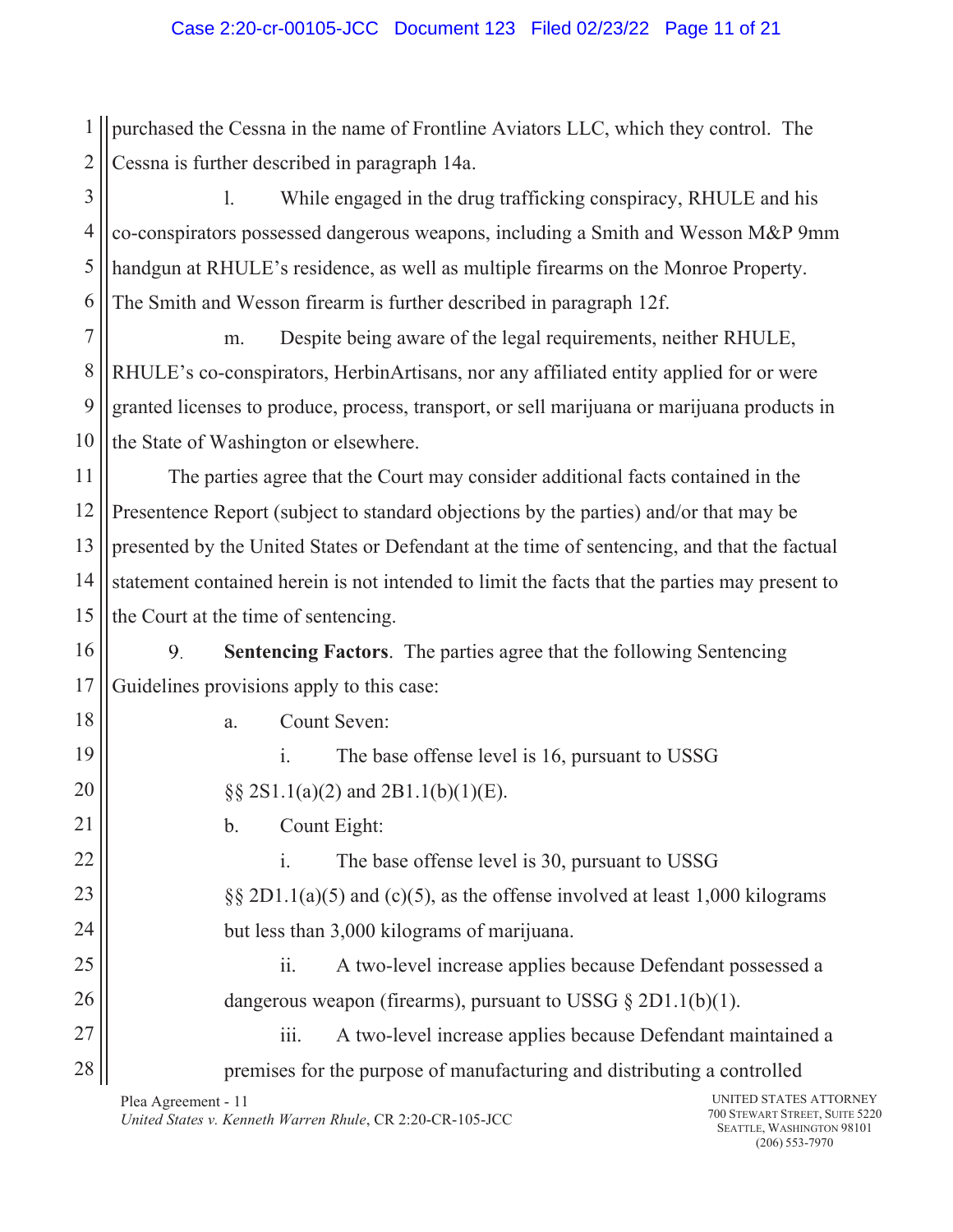purchased the Cessna in the name of Frontline Aviators LLC, which they control. The Cessna is further described in paragraph 14a.

l. While engaged in the drug trafficking conspiracy, RHULE and his co-conspirators possessed dangerous weapons, including a Smith and Wesson M&P 9mm handgun at RHULE's residence, as well as multiple firearms on the Monroe Property. The Smith and Wesson firearm is further described in paragraph 12f.

m. Despite being aware of the legal requirements, neither RHULE, RHULE's co-conspirators, HerbinArtisans, nor any affiliated entity applied for or were granted licenses to produce, process, transport, or sell marijuana or marijuana products in the State of Washington or elsewhere.

The parties agree that the Court may consider additional facts contained in the Presentence Report (subject to standard objections by the parties) and/or that may be presented by the United States or Defendant at the time of sentencing, and that the factual statement contained herein is not intended to limit the facts that the parties may present to the Court at the time of sentencing.

9. **Sentencing Factors**. The parties agree that the following Sentencing Guidelines provisions apply to this case:

a. Count Seven:

i. The base offense level is 16, pursuant to USSG §§ 2S1.1(a)(2) and 2B1.1(b)(1)(E).

b. Count Eight:

i. The base offense level is 30, pursuant to USSG §§ 2D1.1(a)(5) and (c)(5), as the offense involved at least 1,000 kilograms but less than 3,000 kilograms of marijuana.

ii. A two-level increase applies because Defendant possessed a dangerous weapon (firearms), pursuant to USSG § 2D1.1(b)(1).

iii. A two-level increase applies because Defendant maintained a premises for the purpose of manufacturing and distributing a controlled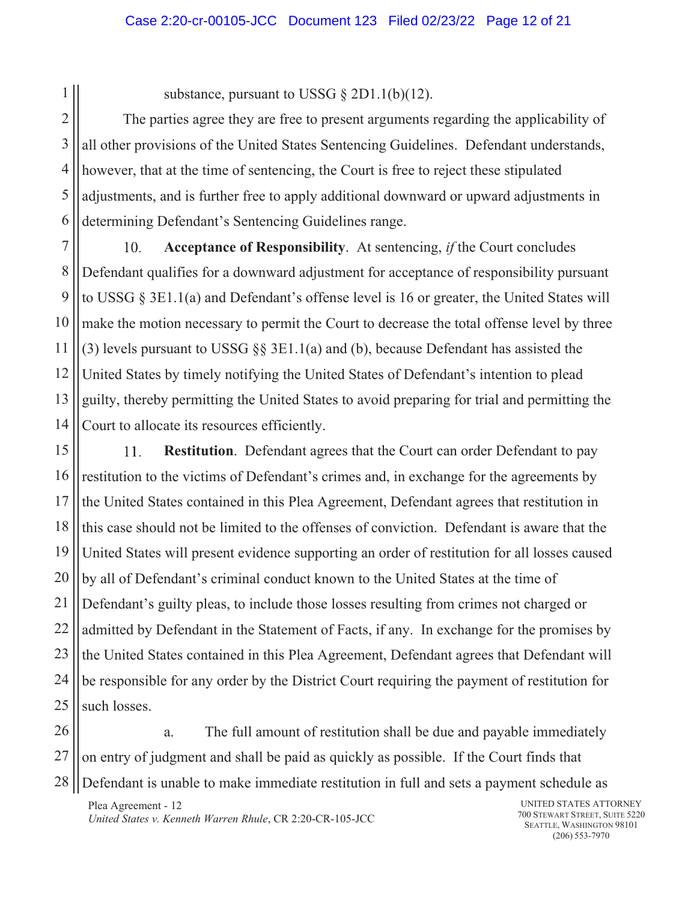substance, pursuant to USSG § 2D1.1(b)(12).

The parties agree they are free to present arguments regarding the applicability of all other provisions of the United States Sentencing Guidelines. Defendant understands, however, that at the time of sentencing, the Court is free to reject these stipulated adjustments, and is further free to apply additional downward or upward adjustments in determining Defendant's Sentencing Guidelines range.

10. **Acceptance of Responsibility**. At sentencing, *if* the Court concludes Defendant qualifies for a downward adjustment for acceptance of responsibility pursuant to USSG § 3E1.1(a) and Defendant's offense level is 16 or greater, the United States will make the motion necessary to permit the Court to decrease the total offense level by three (3) levels pursuant to USSG §§ 3E1.1(a) and (b), because Defendant has assisted the United States by timely notifying the United States of Defendant's intention to plead guilty, thereby permitting the United States to avoid preparing for trial and permitting the Court to allocate its resources efficiently.

11. **Restitution**. Defendant agrees that the Court can order Defendant to pay restitution to the victims of Defendant's crimes and, in exchange for the agreements by the United States contained in this Plea Agreement, Defendant agrees that restitution in this case should not be limited to the offenses of conviction. Defendant is aware that the United States will present evidence supporting an order of restitution for all losses caused by all of Defendant's criminal conduct known to the United States at the time of Defendant's guilty pleas, to include those losses resulting from crimes not charged or admitted by Defendant in the Statement of Facts, if any. In exchange for the promises by the United States contained in this Plea Agreement, Defendant agrees that Defendant will be responsible for any order by the District Court requiring the payment of restitution for such losses.

a. The full amount of restitution shall be due and payable immediately on entry of judgment and shall be paid as quickly as possible. If the Court finds that Defendant is unable to make immediate restitution in full and sets a payment schedule as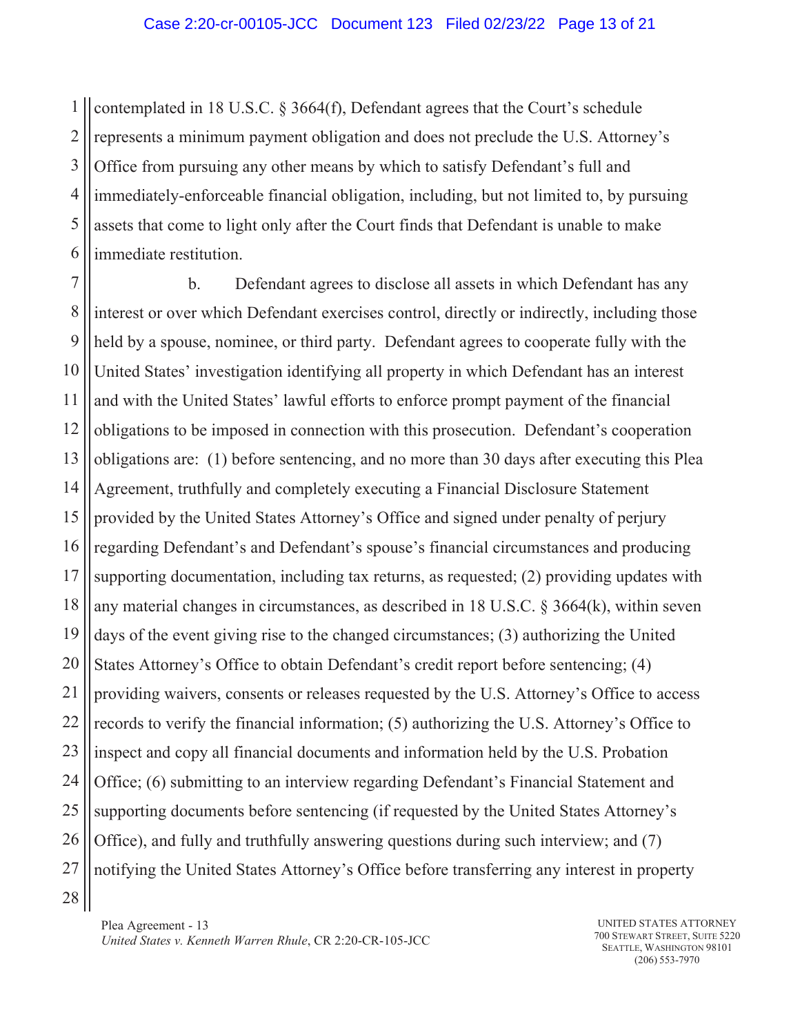contemplated in 18 U.S.C. § 3664(f), Defendant agrees that the Court's schedule represents a minimum payment obligation and does not preclude the U.S. Attorney's Office from pursuing any other means by which to satisfy Defendant's full and immediately-enforceable financial obligation, including, but not limited to, by pursuing assets that come to light only after the Court finds that Defendant is unable to make immediate restitution.

b. Defendant agrees to disclose all assets in which Defendant has any interest or over which Defendant exercises control, directly or indirectly, including those held by a spouse, nominee, or third party. Defendant agrees to cooperate fully with the United States' investigation identifying all property in which Defendant has an interest and with the United States' lawful efforts to enforce prompt payment of the financial obligations to be imposed in connection with this prosecution. Defendant's cooperation obligations are: (1) before sentencing, and no more than 30 days after executing this Plea Agreement, truthfully and completely executing a Financial Disclosure Statement provided by the United States Attorney's Office and signed under penalty of perjury regarding Defendant's and Defendant's spouse's financial circumstances and producing supporting documentation, including tax returns, as requested; (2) providing updates with any material changes in circumstances, as described in 18 U.S.C. § 3664(k), within seven days of the event giving rise to the changed circumstances; (3) authorizing the United States Attorney's Office to obtain Defendant's credit report before sentencing; (4) providing waivers, consents or releases requested by the U.S. Attorney's Office to access records to verify the financial information; (5) authorizing the U.S. Attorney's Office to inspect and copy all financial documents and information held by the U.S. Probation Office; (6) submitting to an interview regarding Defendant's Financial Statement and supporting documents before sentencing (if requested by the United States Attorney's Office), and fully and truthfully answering questions during such interview; and (7) notifying the United States Attorney's Office before transferring any interest in property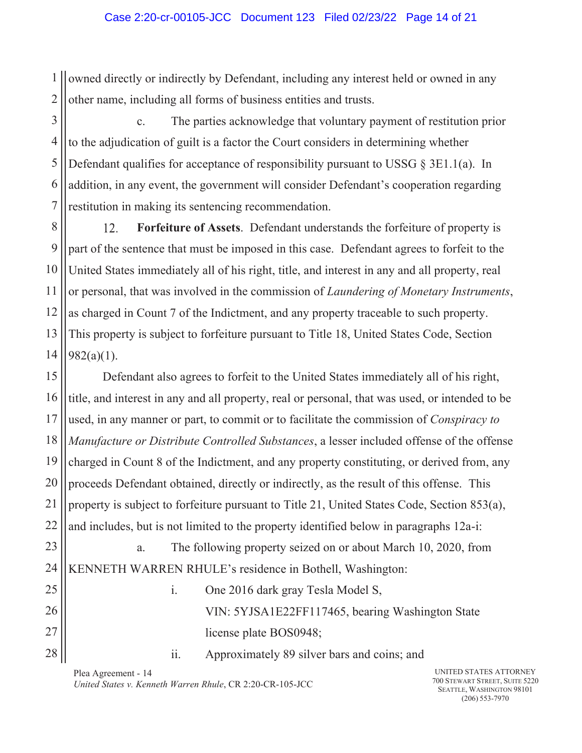owned directly or indirectly by Defendant, including any interest held or owned in any other name, including all forms of business entities and trusts.

c. The parties acknowledge that voluntary payment of restitution prior to the adjudication of guilt is a factor the Court considers in determining whether Defendant qualifies for acceptance of responsibility pursuant to USSG § 3E1.1(a). In addition, in any event, the government will consider Defendant's cooperation regarding restitution in making its sentencing recommendation.

12. **Forfeiture of Assets**. Defendant understands the forfeiture of property is part of the sentence that must be imposed in this case. Defendant agrees to forfeit to the United States immediately all of his right, title, and interest in any and all property, real or personal, that was involved in the commission of *Laundering of Monetary Instruments*, as charged in Count 7 of the Indictment, and any property traceable to such property. This property is subject to forfeiture pursuant to Title 18, United States Code, Section 982(a)(1).

Defendant also agrees to forfeit to the United States immediately all of his right, title, and interest in any and all property, real or personal, that was used, or intended to be used, in any manner or part, to commit or to facilitate the commission of *Conspiracy to Manufacture or Distribute Controlled Substances*, a lesser included offense of the offense charged in Count 8 of the Indictment, and any property constituting, or derived from, any proceeds Defendant obtained, directly or indirectly, as the result of this offense. This property is subject to forfeiture pursuant to Title 21, United States Code, Section 853(a), and includes, but is not limited to the property identified below in paragraphs 12a-i:

a. The following property seized on or about March 10, 2020, from KENNETH WARREN RHULE's residence in Bothell, Washington:

i. One 2016 dark gray Tesla Model S, VIN: 5YJSA1E22FF117465, bearing Washington State license plate BOS0948;

ii. Approximately 89 silver bars and coins; and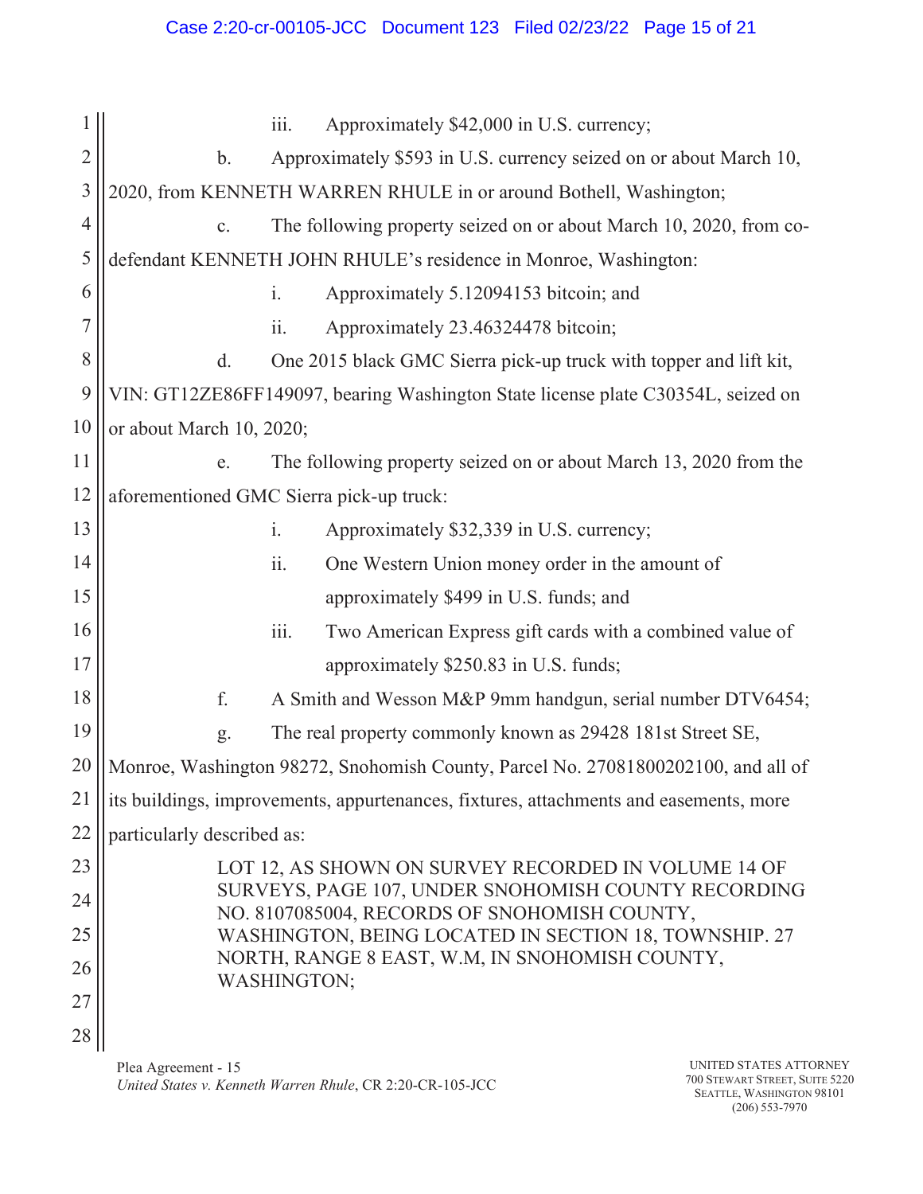iii. Approximately $42,000 in U.S. currency;

b. Approximately $593 in U.S. currency seized on or about March 10, 2020, from KENNETH WARREN RHULE in or around Bothell, Washington;

c. The following property seized on or about March 10, 2020, from co-defendant KENNETH JOHN RHULE's residence in Monroe, Washington:

i. Approximately 5.12094153 bitcoin; and

ii. Approximately 23.46324478 bitcoin;

d. One 2015 black GMC Sierra pick-up truck with topper and lift kit, VIN: GT12ZE86FF149097, bearing Washington State license plate C30354L, seized on or about March 10, 2020;

e. The following property seized on or about March 13, 2020 from the aforementioned GMC Sierra pick-up truck:

i. Approximately $32,339 in U.S. currency;

ii. One Western Union money order in the amount of approximately $499 in U.S. funds; and

iii. Two American Express gift cards with a combined value of approximately $250.83 in U.S. funds;

f. A Smith and Wesson M&P 9mm handgun, serial number DTV6454;

g. The real property commonly known as 29428 181st Street SE, Monroe, Washington 98272, Snohomish County, Parcel No. 27081800202100, and all of its buildings, improvements, appurtenances, fixtures, attachments and easements, more particularly described as:

> LOT 12, AS SHOWN ON SURVEY RECORDED IN VOLUME 14 OF SURVEYS, PAGE 107, UNDER SNOHOMISH COUNTY RECORDING NO. 8107085004, RECORDS OF SNOHOMISH COUNTY, WASHINGTON, BEING LOCATED IN SECTION 18, TOWNSHIP. 27 NORTH, RANGE 8 EAST, W.M, IN SNOHOMISH COUNTY, WASHINGTON;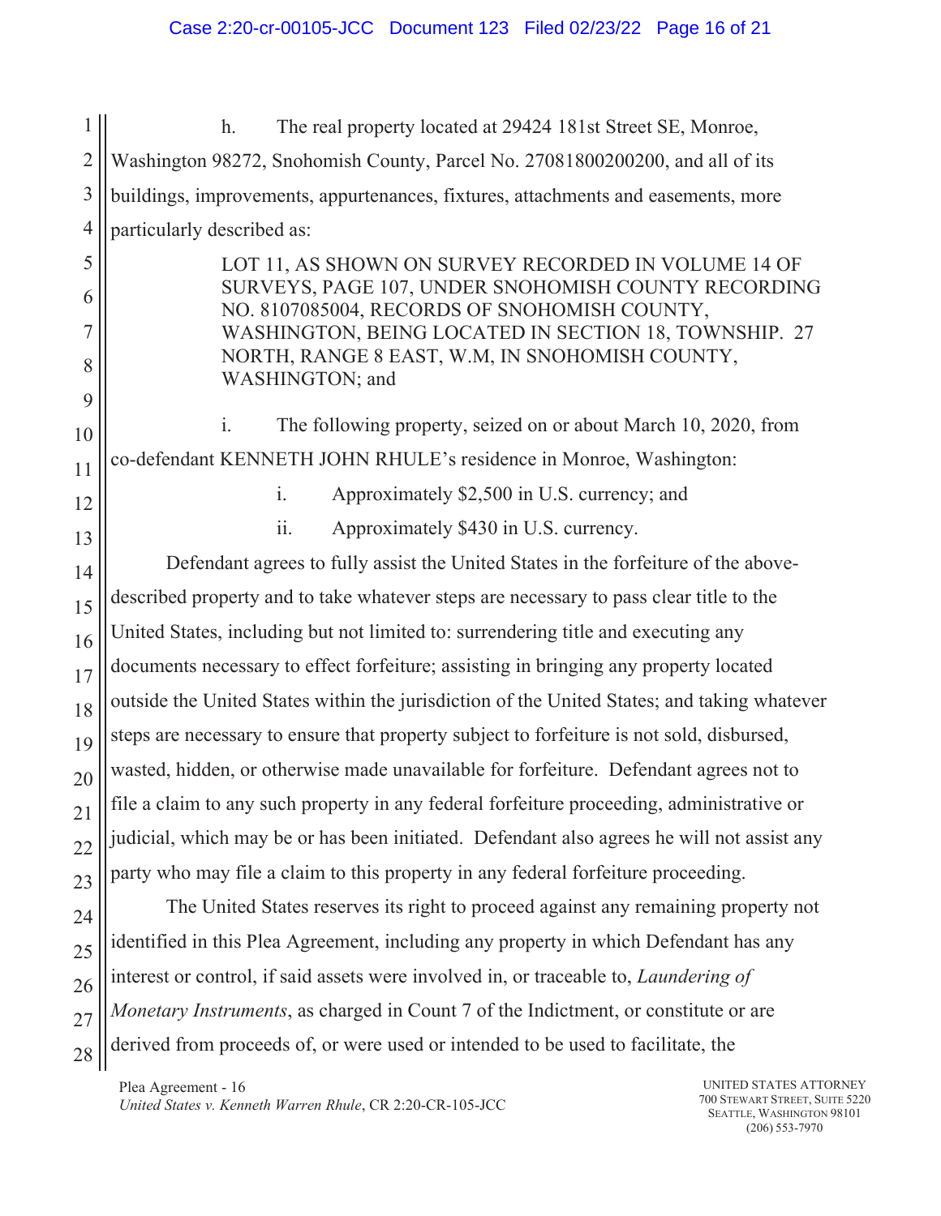h. The real property located at 29424 181st Street SE, Monroe, Washington 98272, Snohomish County, Parcel No. 27081800200200, and all of its buildings, improvements, appurtenances, fixtures, attachments and easements, more particularly described as:

> LOT 11, AS SHOWN ON SURVEY RECORDED IN VOLUME 14 OF SURVEYS, PAGE 107, UNDER SNOHOMISH COUNTY RECORDING NO. 8107085004, RECORDS OF SNOHOMISH COUNTY, WASHINGTON, BEING LOCATED IN SECTION 18, TOWNSHIP. 27 NORTH, RANGE 8 EAST, W.M, IN SNOHOMISH COUNTY, WASHINGTON; and

i. The following property, seized on or about March 10, 2020, from co-defendant KENNETH JOHN RHULE's residence in Monroe, Washington:

i. Approximately $2,500 in U.S. currency; and

ii. Approximately $430 in U.S. currency.

Defendant agrees to fully assist the United States in the forfeiture of the above-described property and to take whatever steps are necessary to pass clear title to the United States, including but not limited to: surrendering title and executing any documents necessary to effect forfeiture; assisting in bringing any property located outside the United States within the jurisdiction of the United States; and taking whatever steps are necessary to ensure that property subject to forfeiture is not sold, disbursed, wasted, hidden, or otherwise made unavailable for forfeiture. Defendant agrees not to file a claim to any such property in any federal forfeiture proceeding, administrative or judicial, which may be or has been initiated. Defendant also agrees he will not assist any party who may file a claim to this property in any federal forfeiture proceeding.

The United States reserves its right to proceed against any remaining property not identified in this Plea Agreement, including any property in which Defendant has any interest or control, if said assets were involved in, or traceable to, *Laundering of Monetary Instruments*, as charged in Count 7 of the Indictment, or constitute or are derived from proceeds of, or were used or intended to be used to facilitate, the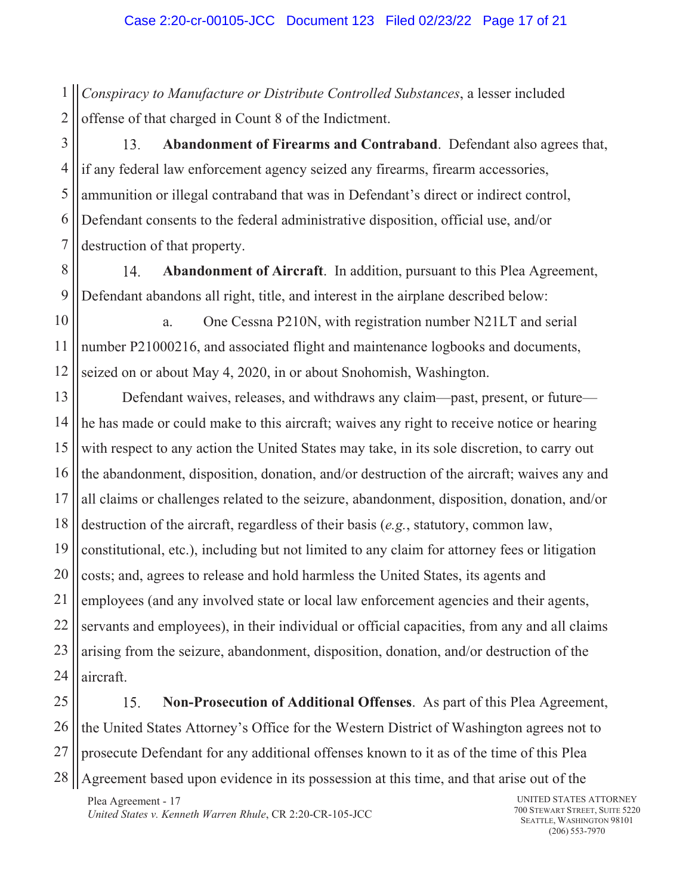*Conspiracy to Manufacture or Distribute Controlled Substances*, a lesser included offense of that charged in Count 8 of the Indictment.

13. **Abandonment of Firearms and Contraband**. Defendant also agrees that, if any federal law enforcement agency seized any firearms, firearm accessories, ammunition or illegal contraband that was in Defendant's direct or indirect control, Defendant consents to the federal administrative disposition, official use, and/or destruction of that property.

14. **Abandonment of Aircraft**. In addition, pursuant to this Plea Agreement, Defendant abandons all right, title, and interest in the airplane described below:

a. One Cessna P210N, with registration number N21LT and serial number P21000216, and associated flight and maintenance logbooks and documents, seized on or about May 4, 2020, in or about Snohomish, Washington.

Defendant waives, releases, and withdraws any claim—past, present, or future—he has made or could make to this aircraft; waives any right to receive notice or hearing with respect to any action the United States may take, in its sole discretion, to carry out the abandonment, disposition, donation, and/or destruction of the aircraft; waives any and all claims or challenges related to the seizure, abandonment, disposition, donation, and/or destruction of the aircraft, regardless of their basis (*e.g.*, statutory, common law, constitutional, etc.), including but not limited to any claim for attorney fees or litigation costs; and, agrees to release and hold harmless the United States, its agents and employees (and any involved state or local law enforcement agencies and their agents, servants and employees), in their individual or official capacities, from any and all claims arising from the seizure, abandonment, disposition, donation, and/or destruction of the aircraft.

15. **Non-Prosecution of Additional Offenses**. As part of this Plea Agreement, the United States Attorney's Office for the Western District of Washington agrees not to prosecute Defendant for any additional offenses known to it as of the time of this Plea Agreement based upon evidence in its possession at this time, and that arise out of the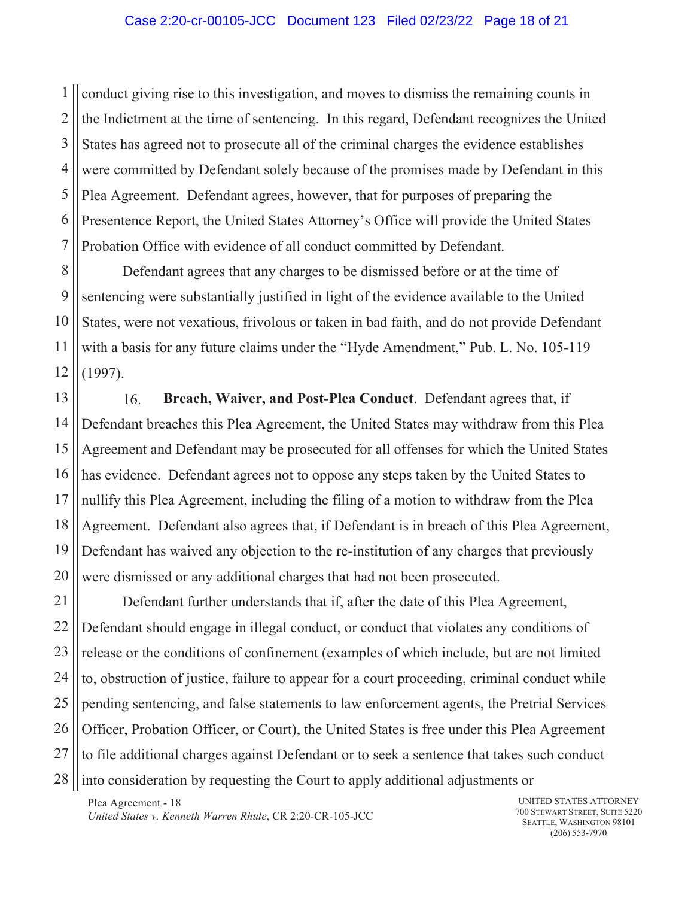conduct giving rise to this investigation, and moves to dismiss the remaining counts in the Indictment at the time of sentencing. In this regard, Defendant recognizes the United States has agreed not to prosecute all of the criminal charges the evidence establishes were committed by Defendant solely because of the promises made by Defendant in this Plea Agreement. Defendant agrees, however, that for purposes of preparing the Presentence Report, the United States Attorney's Office will provide the United States Probation Office with evidence of all conduct committed by Defendant.

Defendant agrees that any charges to be dismissed before or at the time of sentencing were substantially justified in light of the evidence available to the United States, were not vexatious, frivolous or taken in bad faith, and do not provide Defendant with a basis for any future claims under the "Hyde Amendment," Pub. L. No. 105-119 (1997).

16. **Breach, Waiver, and Post-Plea Conduct**. Defendant agrees that, if Defendant breaches this Plea Agreement, the United States may withdraw from this Plea Agreement and Defendant may be prosecuted for all offenses for which the United States has evidence. Defendant agrees not to oppose any steps taken by the United States to nullify this Plea Agreement, including the filing of a motion to withdraw from the Plea Agreement. Defendant also agrees that, if Defendant is in breach of this Plea Agreement, Defendant has waived any objection to the re-institution of any charges that previously were dismissed or any additional charges that had not been prosecuted.

Defendant further understands that if, after the date of this Plea Agreement, Defendant should engage in illegal conduct, or conduct that violates any conditions of release or the conditions of confinement (examples of which include, but are not limited to, obstruction of justice, failure to appear for a court proceeding, criminal conduct while pending sentencing, and false statements to law enforcement agents, the Pretrial Services Officer, Probation Officer, or Court), the United States is free under this Plea Agreement to file additional charges against Defendant or to seek a sentence that takes such conduct into consideration by requesting the Court to apply additional adjustments or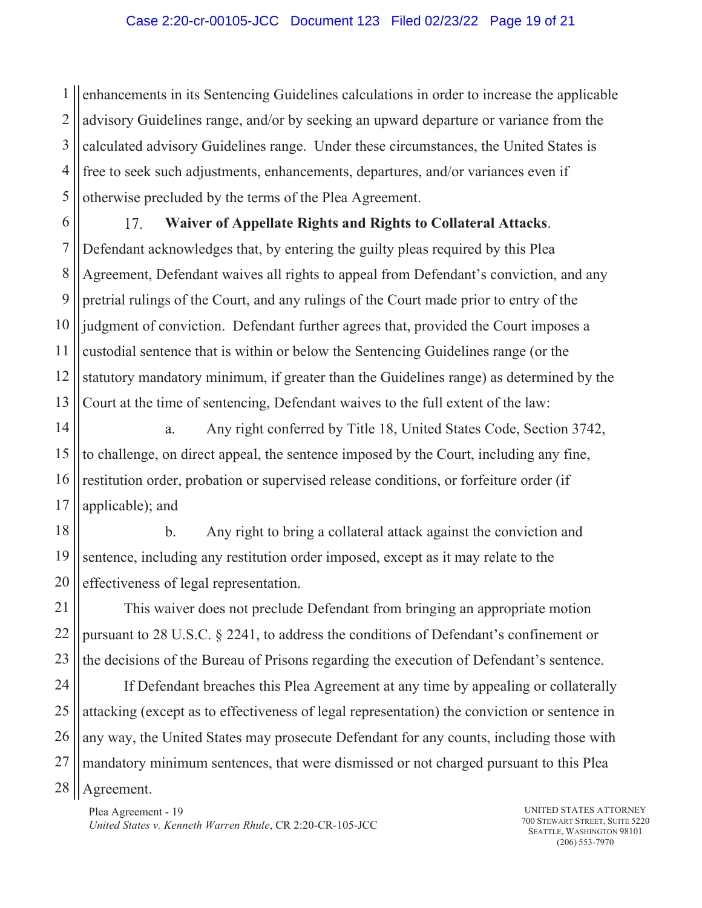enhancements in its Sentencing Guidelines calculations in order to increase the applicable advisory Guidelines range, and/or by seeking an upward departure or variance from the calculated advisory Guidelines range. Under these circumstances, the United States is free to seek such adjustments, enhancements, departures, and/or variances even if otherwise precluded by the terms of the Plea Agreement.

17. **Waiver of Appellate Rights and Rights to Collateral Attacks**. Defendant acknowledges that, by entering the guilty pleas required by this Plea Agreement, Defendant waives all rights to appeal from Defendant's conviction, and any pretrial rulings of the Court, and any rulings of the Court made prior to entry of the judgment of conviction. Defendant further agrees that, provided the Court imposes a custodial sentence that is within or below the Sentencing Guidelines range (or the statutory mandatory minimum, if greater than the Guidelines range) as determined by the Court at the time of sentencing, Defendant waives to the full extent of the law:

a. Any right conferred by Title 18, United States Code, Section 3742, to challenge, on direct appeal, the sentence imposed by the Court, including any fine, restitution order, probation or supervised release conditions, or forfeiture order (if applicable); and

b. Any right to bring a collateral attack against the conviction and sentence, including any restitution order imposed, except as it may relate to the effectiveness of legal representation.

This waiver does not preclude Defendant from bringing an appropriate motion pursuant to 28 U.S.C. § 2241, to address the conditions of Defendant's confinement or the decisions of the Bureau of Prisons regarding the execution of Defendant's sentence.

If Defendant breaches this Plea Agreement at any time by appealing or collaterally attacking (except as to effectiveness of legal representation) the conviction or sentence in any way, the United States may prosecute Defendant for any counts, including those with mandatory minimum sentences, that were dismissed or not charged pursuant to this Plea Agreement.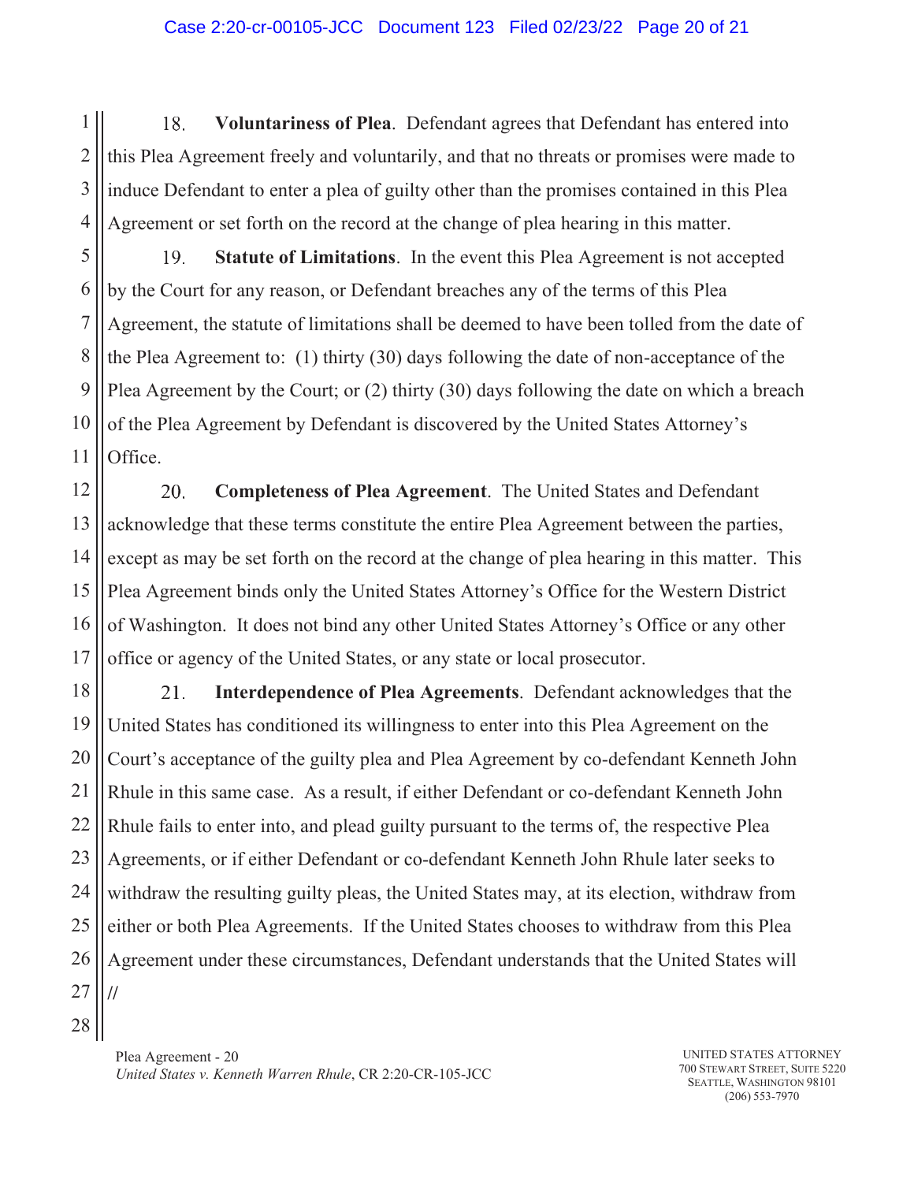18. **Voluntariness of Plea**. Defendant agrees that Defendant has entered into this Plea Agreement freely and voluntarily, and that no threats or promises were made to induce Defendant to enter a plea of guilty other than the promises contained in this Plea Agreement or set forth on the record at the change of plea hearing in this matter.

19. **Statute of Limitations**. In the event this Plea Agreement is not accepted by the Court for any reason, or Defendant breaches any of the terms of this Plea Agreement, the statute of limitations shall be deemed to have been tolled from the date of the Plea Agreement to: (1) thirty (30) days following the date of non-acceptance of the Plea Agreement by the Court; or (2) thirty (30) days following the date on which a breach of the Plea Agreement by Defendant is discovered by the United States Attorney's Office.

20. **Completeness of Plea Agreement**. The United States and Defendant acknowledge that these terms constitute the entire Plea Agreement between the parties, except as may be set forth on the record at the change of plea hearing in this matter. This Plea Agreement binds only the United States Attorney's Office for the Western District of Washington. It does not bind any other United States Attorney's Office or any other office or agency of the United States, or any state or local prosecutor.

21. **Interdependence of Plea Agreements**. Defendant acknowledges that the United States has conditioned its willingness to enter into this Plea Agreement on the Court's acceptance of the guilty plea and Plea Agreement by co-defendant Kenneth John Rhule in this same case. As a result, if either Defendant or co-defendant Kenneth John Rhule fails to enter into, and plead guilty pursuant to the terms of, the respective Plea Agreements, or if either Defendant or co-defendant Kenneth John Rhule later seeks to withdraw the resulting guilty pleas, the United States may, at its election, withdraw from either or both Plea Agreements. If the United States chooses to withdraw from this Plea Agreement under these circumstances, Defendant understands that the United States will

//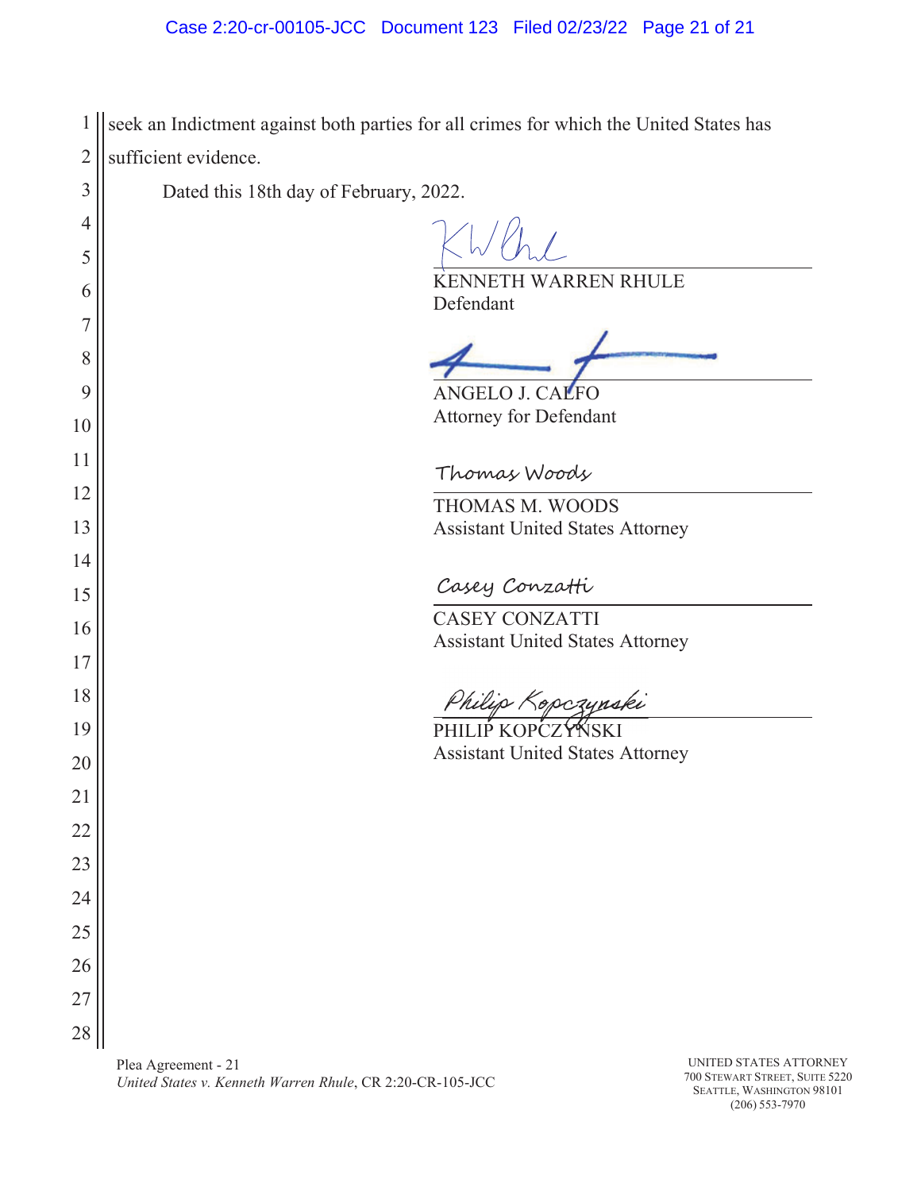seek an Indictment against both parties for all crimes for which the United States has sufficient evidence.

Dated this 18th day of February, 2022.

KENNETH WARREN RHULE
Defendant

ANGELO J. CALFO
Attorney for Defendant

Thomas Woods

THOMAS M. WOODS
Assistant United States Attorney

Casey Conzatti

CASEY CONZATTI
Assistant United States Attorney

Philip Kopczynski

PHILIP KOPCZYNSKI
Assistant United States Attorney

Plea Agreement - 21
*United States v. Kenneth Warren Rhule*, CR 2:20-CR-105-JCC

UNITED STATES ATTORNEY
700 STEWART STREET, SUITE 5220
SEATTLE, WASHINGTON 98101
(206) 553-7970